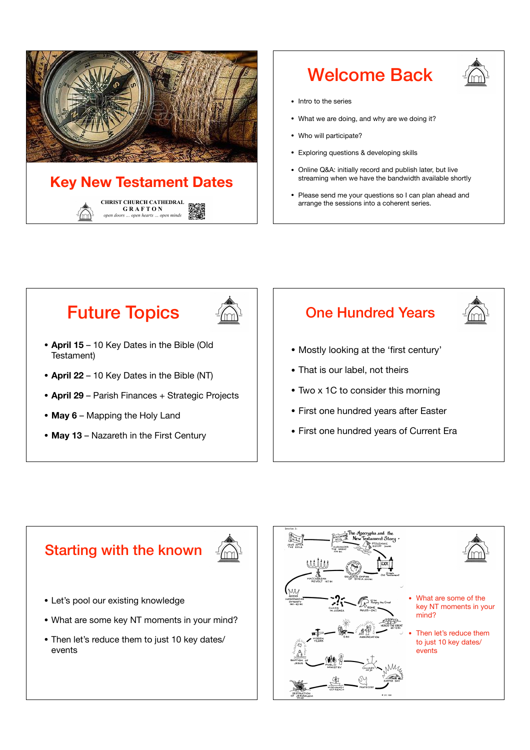# Key New Testament Dates

CHRIST CHURCH CATHEDRAL
GRAFTON
*open doors ... open hearts ... open minds*

## Welcome Back

- Intro to the series
- What we are doing, and why are we doing it?
- Who will participate?
- Exploring questions & developing skills
- Online Q&A: initially record and publish later, but live streaming when we have the bandwidth available shortly
- Please send me your questions so I can plan ahead and arrange the sessions into a coherent series.

## Future Topics

- **April 15** – 10 Key Dates in the Bible (Old Testament)
- **April 22** – 10 Key Dates in the Bible (NT)
- **April 29** – Parish Finances + Strategic Projects
- **May 6** – Mapping the Holy Land
- **May 13** – Nazareth in the First Century

## One Hundred Years

- Mostly looking at the 'first century'
- That is our label, not theirs
- Two x 1C to consider this morning
- First one hundred years after Easter
- First one hundred years of Current Era

## Starting with the known

- Let's pool our existing knowledge
- What are some key NT moments in your mind?
- Then let's reduce them to just 10 key dates/ events

---

- What are some of the key NT moments in your mind?
- Then let's reduce them to just 10 key dates/ events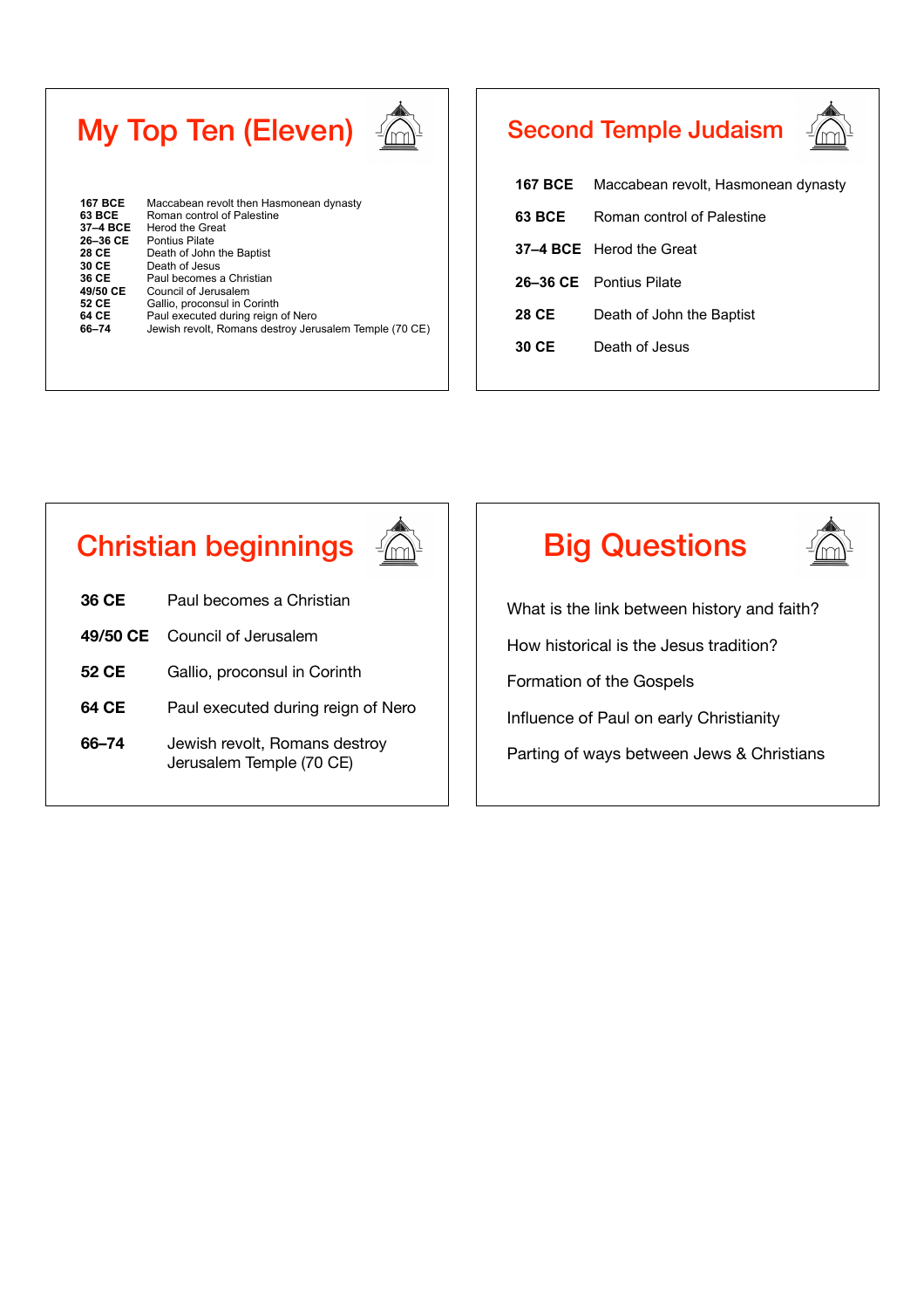## My Top Ten (Eleven)

| | |
|---|---|
| **167 BCE** | Maccabean revolt then Hasmonean dynasty |
| **63 BCE** | Roman control of Palestine |
| **37–4 BCE** | Herod the Great |
| **26–36 CE** | Pontius Pilate |
| **28 CE** | Death of John the Baptist |
| **30 CE** | Death of Jesus |
| **36 CE** | Paul becomes a Christian |
| **49/50 CE** | Council of Jerusalem |
| **52 CE** | Gallio, proconsul in Corinth |
| **64 CE** | Paul executed during reign of Nero |
| **66–74** | Jewish revolt, Romans destroy Jerusalem Temple (70 CE) |

## Second Temple Judaism

| | |
|---|---|
| **167 BCE** | Maccabean revolt, Hasmonean dynasty |
| **63 BCE** | Roman control of Palestine |
| **37–4 BCE** | Herod the Great |
| **26–36 CE** | Pontius Pilate |
| **28 CE** | Death of John the Baptist |
| **30 CE** | Death of Jesus |

## Christian beginnings

| | |
|---|---|
| **36 CE** | Paul becomes a Christian |
| **49/50 CE** | Council of Jerusalem |
| **52 CE** | Gallio, proconsul in Corinth |
| **64 CE** | Paul executed during reign of Nero |
| **66–74** | Jewish revolt, Romans destroy Jerusalem Temple (70 CE) |

## Big Questions

What is the link between history and faith?

How historical is the Jesus tradition?

Formation of the Gospels

Influence of Paul on early Christianity

Parting of ways between Jews & Christians